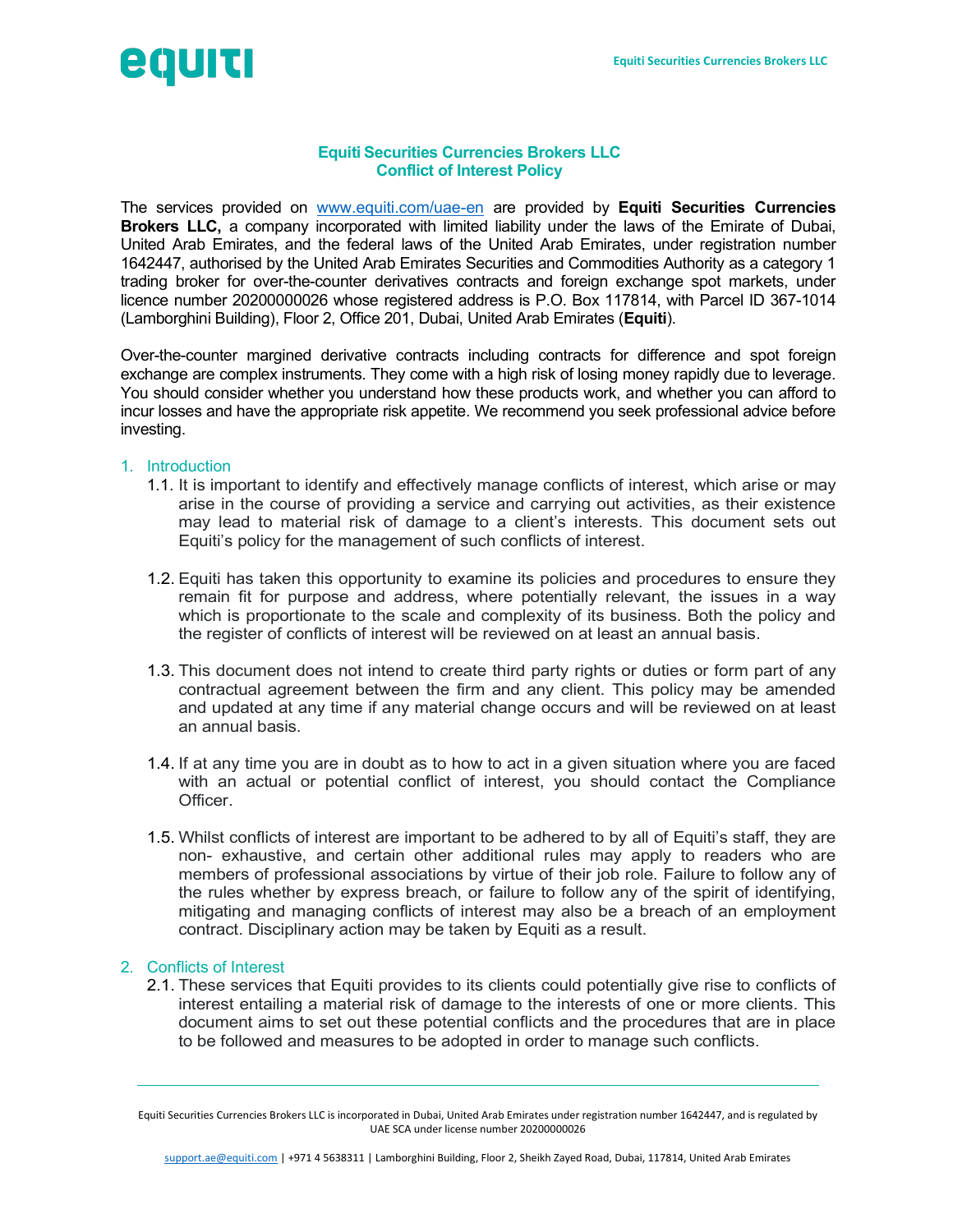# Equiti Securities Currencies Brokers LLC
# Conflict of Interest Policy

The services provided on [www.equiti.com/uae-en](www.equiti.com/uae-en) are provided by **Equiti Securities Currencies Brokers LLC,** a company incorporated with limited liability under the laws of the Emirate of Dubai, United Arab Emirates, and the federal laws of the United Arab Emirates, under registration number 1642447, authorised by the United Arab Emirates Securities and Commodities Authority as a category 1 trading broker for over-the-counter derivatives contracts and foreign exchange spot markets, under licence number 20200000026 whose registered address is P.O. Box 117814, with Parcel ID 367-1014 (Lamborghini Building), Floor 2, Office 201, Dubai, United Arab Emirates (**Equiti**).

Over-the-counter margined derivative contracts including contracts for difference and spot foreign exchange are complex instruments. They come with a high risk of losing money rapidly due to leverage. You should consider whether you understand how these products work, and whether you can afford to incur losses and have the appropriate risk appetite. We recommend you seek professional advice before investing.

## 1. Introduction

1.1. It is important to identify and effectively manage conflicts of interest, which arise or may arise in the course of providing a service and carrying out activities, as their existence may lead to material risk of damage to a client's interests. This document sets out Equiti's policy for the management of such conflicts of interest.

1.2. Equiti has taken this opportunity to examine its policies and procedures to ensure they remain fit for purpose and address, where potentially relevant, the issues in a way which is proportionate to the scale and complexity of its business. Both the policy and the register of conflicts of interest will be reviewed on at least an annual basis.

1.3. This document does not intend to create third party rights or duties or form part of any contractual agreement between the firm and any client. This policy may be amended and updated at any time if any material change occurs and will be reviewed on at least an annual basis.

1.4. If at any time you are in doubt as to how to act in a given situation where you are faced with an actual or potential conflict of interest, you should contact the Compliance Officer.

1.5. Whilst conflicts of interest are important to be adhered to by all of Equiti's staff, they are non- exhaustive, and certain other additional rules may apply to readers who are members of professional associations by virtue of their job role. Failure to follow any of the rules whether by express breach, or failure to follow any of the spirit of identifying, mitigating and managing conflicts of interest may also be a breach of an employment contract. Disciplinary action may be taken by Equiti as a result.

## 2. Conflicts of Interest

2.1. These services that Equiti provides to its clients could potentially give rise to conflicts of interest entailing a material risk of damage to the interests of one or more clients. This document aims to set out these potential conflicts and the procedures that are in place to be followed and measures to be adopted in order to manage such conflicts.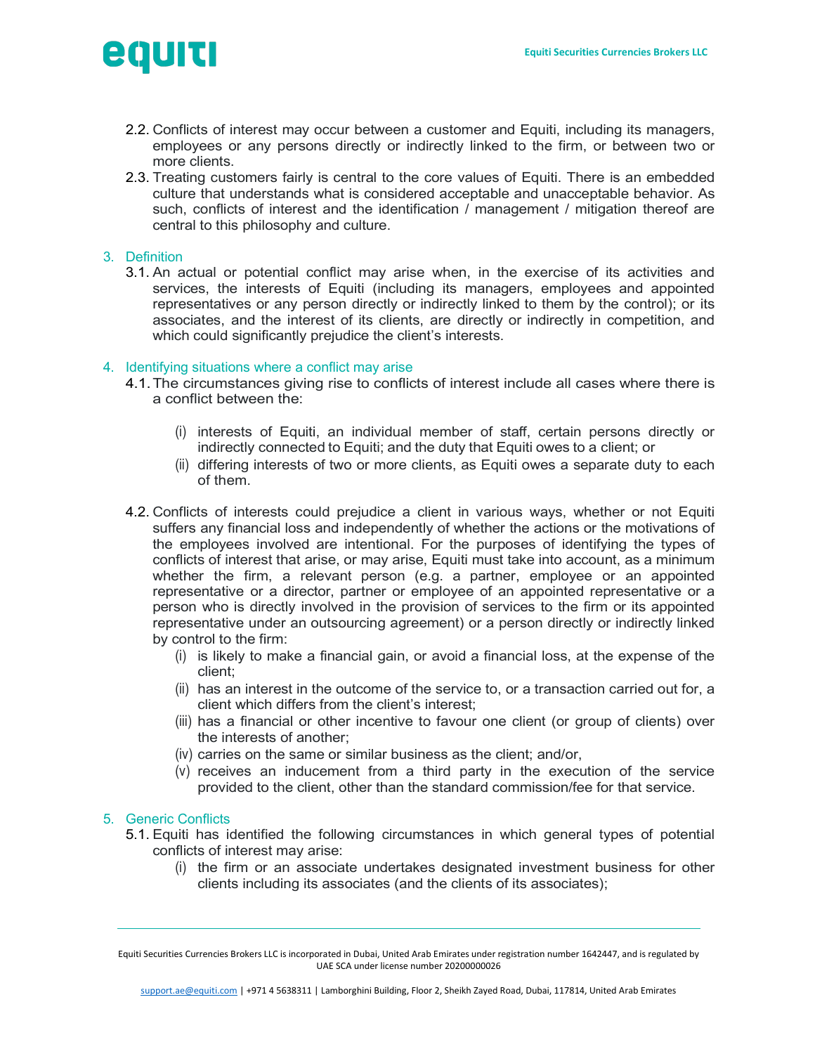2.2. Conflicts of interest may occur between a customer and Equiti, including its managers, employees or any persons directly or indirectly linked to the firm, or between two or more clients.

2.3. Treating customers fairly is central to the core values of Equiti. There is an embedded culture that understands what is considered acceptable and unacceptable behavior. As such, conflicts of interest and the identification / management / mitigation thereof are central to this philosophy and culture.

## 3. Definition

3.1. An actual or potential conflict may arise when, in the exercise of its activities and services, the interests of Equiti (including its managers, employees and appointed representatives or any person directly or indirectly linked to them by the control); or its associates, and the interest of its clients, are directly or indirectly in competition, and which could significantly prejudice the client's interests.

## 4. Identifying situations where a conflict may arise

4.1. The circumstances giving rise to conflicts of interest include all cases where there is a conflict between the:

- (i) interests of Equiti, an individual member of staff, certain persons directly or indirectly connected to Equiti; and the duty that Equiti owes to a client; or
- (ii) differing interests of two or more clients, as Equiti owes a separate duty to each of them.

4.2. Conflicts of interests could prejudice a client in various ways, whether or not Equiti suffers any financial loss and independently of whether the actions or the motivations of the employees involved are intentional. For the purposes of identifying the types of conflicts of interest that arise, or may arise, Equiti must take into account, as a minimum whether the firm, a relevant person (e.g. a partner, employee or an appointed representative or a director, partner or employee of an appointed representative or a person who is directly involved in the provision of services to the firm or its appointed representative under an outsourcing agreement) or a person directly or indirectly linked by control to the firm:

- (i) is likely to make a financial gain, or avoid a financial loss, at the expense of the client;
- (ii) has an interest in the outcome of the service to, or a transaction carried out for, a client which differs from the client's interest;
- (iii) has a financial or other incentive to favour one client (or group of clients) over the interests of another;
- (iv) carries on the same or similar business as the client; and/or,
- (v) receives an inducement from a third party in the execution of the service provided to the client, other than the standard commission/fee for that service.

## 5. Generic Conflicts

5.1. Equiti has identified the following circumstances in which general types of potential conflicts of interest may arise:

- (i) the firm or an associate undertakes designated investment business for other clients including its associates (and the clients of its associates);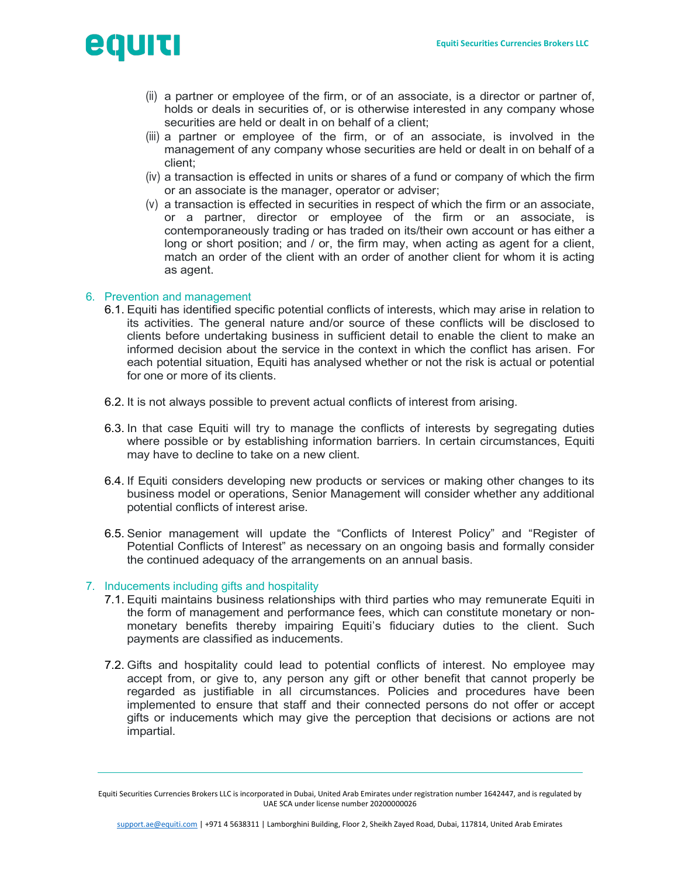(ii) a partner or employee of the firm, or of an associate, is a director or partner of, holds or deals in securities of, or is otherwise interested in any company whose securities are held or dealt in on behalf of a client;

(iii) a partner or employee of the firm, or of an associate, is involved in the management of any company whose securities are held or dealt in on behalf of a client;

(iv) a transaction is effected in units or shares of a fund or company of which the firm or an associate is the manager, operator or adviser;

(v) a transaction is effected in securities in respect of which the firm or an associate, or a partner, director or employee of the firm or an associate, is contemporaneously trading or has traded on its/their own account or has either a long or short position; and / or, the firm may, when acting as agent for a client, match an order of the client with an order of another client for whom it is acting as agent.

## 6. Prevention and management

6.1. Equiti has identified specific potential conflicts of interests, which may arise in relation to its activities. The general nature and/or source of these conflicts will be disclosed to clients before undertaking business in sufficient detail to enable the client to make an informed decision about the service in the context in which the conflict has arisen. For each potential situation, Equiti has analysed whether or not the risk is actual or potential for one or more of its clients.

6.2. It is not always possible to prevent actual conflicts of interest from arising.

6.3. In that case Equiti will try to manage the conflicts of interests by segregating duties where possible or by establishing information barriers. In certain circumstances, Equiti may have to decline to take on a new client.

6.4. If Equiti considers developing new products or services or making other changes to its business model or operations, Senior Management will consider whether any additional potential conflicts of interest arise.

6.5. Senior management will update the "Conflicts of Interest Policy" and "Register of Potential Conflicts of Interest" as necessary on an ongoing basis and formally consider the continued adequacy of the arrangements on an annual basis.

## 7. Inducements including gifts and hospitality

7.1. Equiti maintains business relationships with third parties who may remunerate Equiti in the form of management and performance fees, which can constitute monetary or non-monetary benefits thereby impairing Equiti's fiduciary duties to the client. Such payments are classified as inducements.

7.2. Gifts and hospitality could lead to potential conflicts of interest. No employee may accept from, or give to, any person any gift or other benefit that cannot properly be regarded as justifiable in all circumstances. Policies and procedures have been implemented to ensure that staff and their connected persons do not offer or accept gifts or inducements which may give the perception that decisions or actions are not impartial.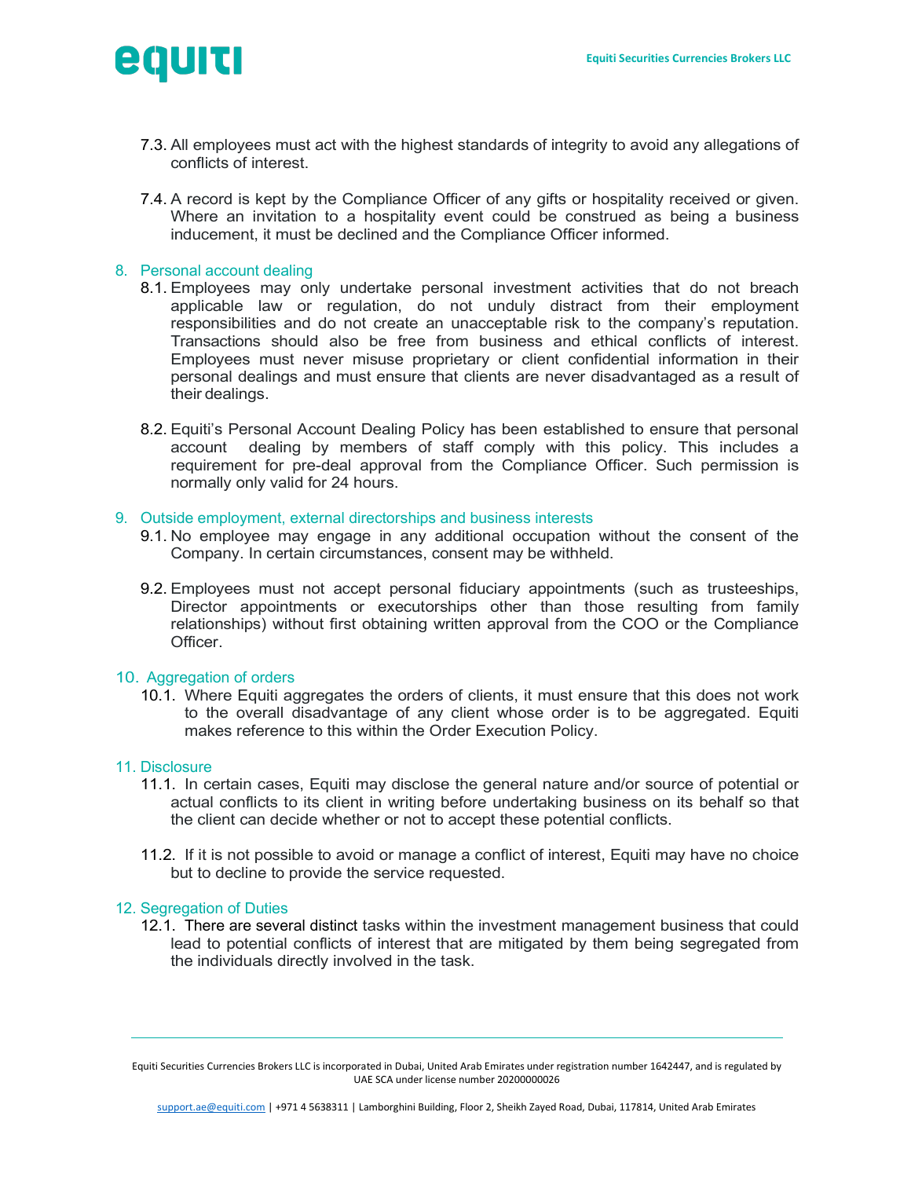7.3. All employees must act with the highest standards of integrity to avoid any allegations of conflicts of interest.

7.4. A record is kept by the Compliance Officer of any gifts or hospitality received or given. Where an invitation to a hospitality event could be construed as being a business inducement, it must be declined and the Compliance Officer informed.

## 8. Personal account dealing

8.1. Employees may only undertake personal investment activities that do not breach applicable law or regulation, do not unduly distract from their employment responsibilities and do not create an unacceptable risk to the company's reputation. Transactions should also be free from business and ethical conflicts of interest. Employees must never misuse proprietary or client confidential information in their personal dealings and must ensure that clients are never disadvantaged as a result of their dealings.

8.2. Equiti's Personal Account Dealing Policy has been established to ensure that personal account dealing by members of staff comply with this policy. This includes a requirement for pre-deal approval from the Compliance Officer. Such permission is normally only valid for 24 hours.

## 9. Outside employment, external directorships and business interests

9.1. No employee may engage in any additional occupation without the consent of the Company. In certain circumstances, consent may be withheld.

9.2. Employees must not accept personal fiduciary appointments (such as trusteeships, Director appointments or executorships other than those resulting from family relationships) without first obtaining written approval from the COO or the Compliance Officer.

## 10. Aggregation of orders

10.1. Where Equiti aggregates the orders of clients, it must ensure that this does not work to the overall disadvantage of any client whose order is to be aggregated. Equiti makes reference to this within the Order Execution Policy.

## 11. Disclosure

11.1. In certain cases, Equiti may disclose the general nature and/or source of potential or actual conflicts to its client in writing before undertaking business on its behalf so that the client can decide whether or not to accept these potential conflicts.

11.2. If it is not possible to avoid or manage a conflict of interest, Equiti may have no choice but to decline to provide the service requested.

## 12. Segregation of Duties

12.1. There are several distinct tasks within the investment management business that could lead to potential conflicts of interest that are mitigated by them being segregated from the individuals directly involved in the task.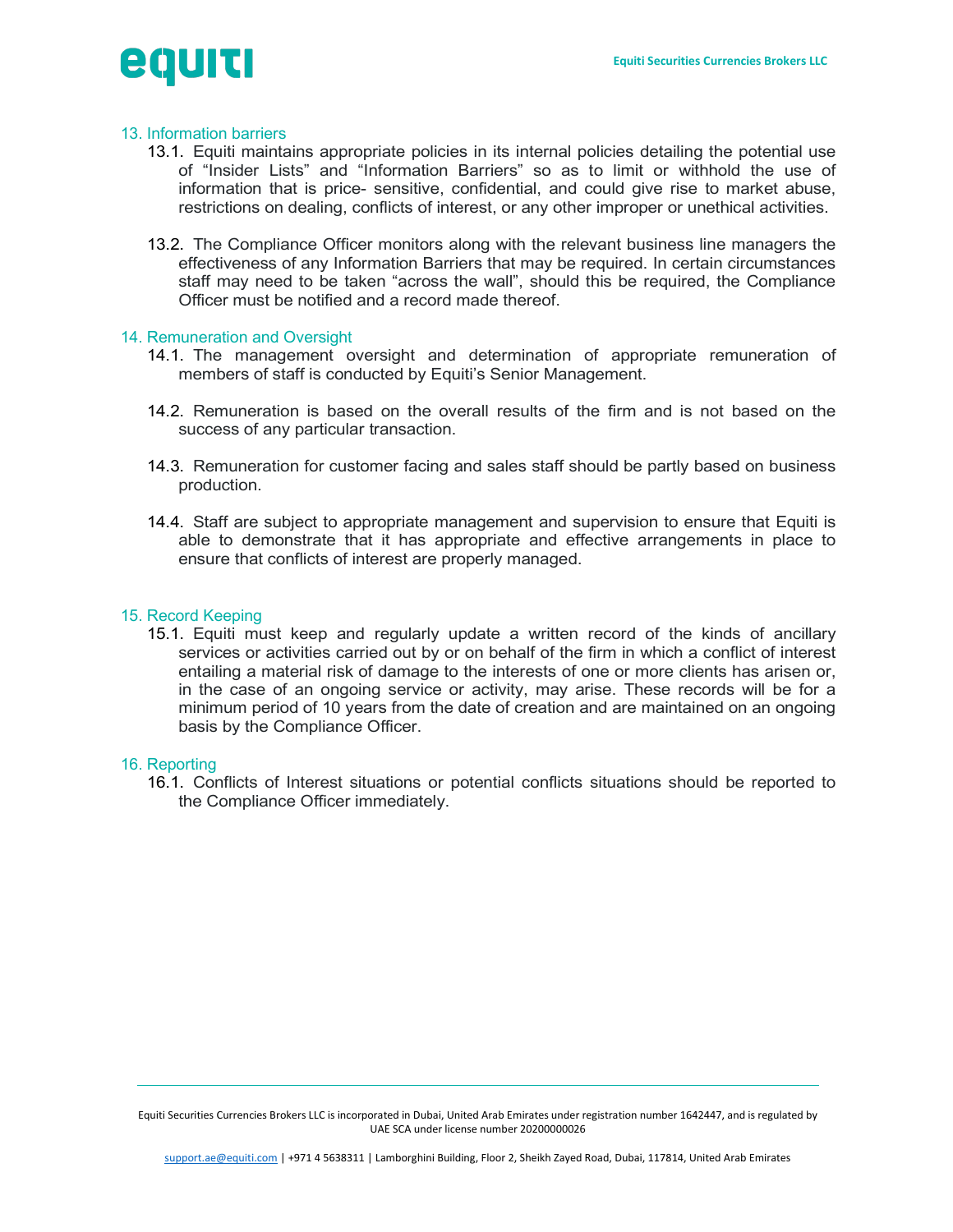## 13. Information barriers

13.1. Equiti maintains appropriate policies in its internal policies detailing the potential use of "Insider Lists" and "Information Barriers" so as to limit or withhold the use of information that is price- sensitive, confidential, and could give rise to market abuse, restrictions on dealing, conflicts of interest, or any other improper or unethical activities.

13.2. The Compliance Officer monitors along with the relevant business line managers the effectiveness of any Information Barriers that may be required. In certain circumstances staff may need to be taken "across the wall", should this be required, the Compliance Officer must be notified and a record made thereof.

## 14. Remuneration and Oversight

14.1. The management oversight and determination of appropriate remuneration of members of staff is conducted by Equiti's Senior Management.

14.2. Remuneration is based on the overall results of the firm and is not based on the success of any particular transaction.

14.3. Remuneration for customer facing and sales staff should be partly based on business production.

14.4. Staff are subject to appropriate management and supervision to ensure that Equiti is able to demonstrate that it has appropriate and effective arrangements in place to ensure that conflicts of interest are properly managed.

## 15. Record Keeping

15.1. Equiti must keep and regularly update a written record of the kinds of ancillary services or activities carried out by or on behalf of the firm in which a conflict of interest entailing a material risk of damage to the interests of one or more clients has arisen or, in the case of an ongoing service or activity, may arise. These records will be for a minimum period of 10 years from the date of creation and are maintained on an ongoing basis by the Compliance Officer.

## 16. Reporting

16.1. Conflicts of Interest situations or potential conflicts situations should be reported to the Compliance Officer immediately.